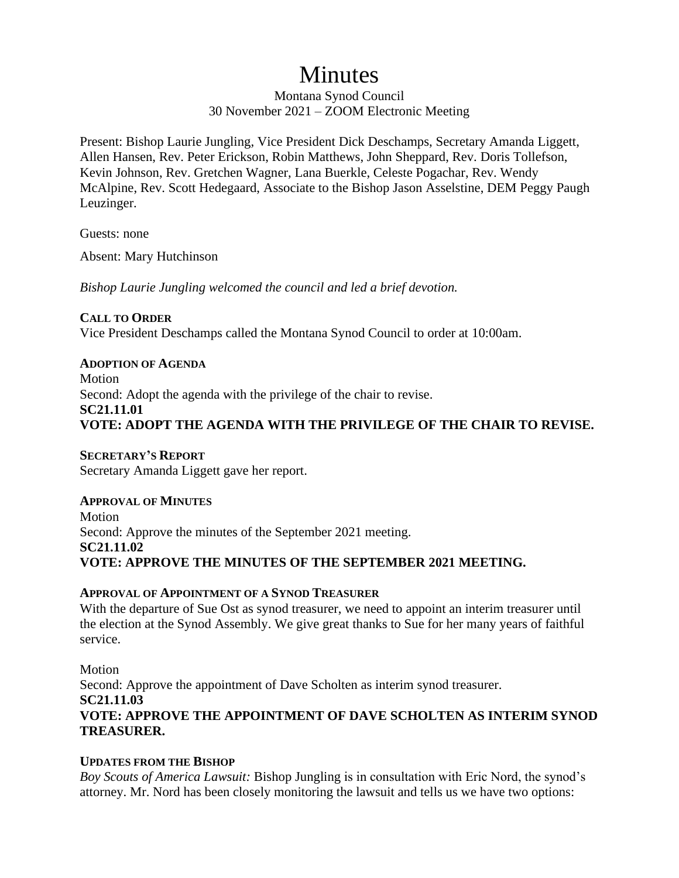# Minutes

Montana Synod Council
30 November 2021 – ZOOM Electronic Meeting

Present: Bishop Laurie Jungling, Vice President Dick Deschamps, Secretary Amanda Liggett, Allen Hansen, Rev. Peter Erickson, Robin Matthews, John Sheppard, Rev. Doris Tollefson, Kevin Johnson, Rev. Gretchen Wagner, Lana Buerkle, Celeste Pogachar, Rev. Wendy McAlpine, Rev. Scott Hedegaard, Associate to the Bishop Jason Asselstine, DEM Peggy Paugh Leuzinger.

Guests: none

Absent: Mary Hutchinson

*Bishop Laurie Jungling welcomed the council and led a brief devotion.*

**CALL TO ORDER**

Vice President Deschamps called the Montana Synod Council to order at 10:00am.

**ADOPTION OF AGENDA**

Motion

Second: Adopt the agenda with the privilege of the chair to revise.

**SC21.11.01**

**VOTE: ADOPT THE AGENDA WITH THE PRIVILEGE OF THE CHAIR TO REVISE.**

**SECRETARY'S REPORT**

Secretary Amanda Liggett gave her report.

**APPROVAL OF MINUTES**

Motion

Second: Approve the minutes of the September 2021 meeting.

**SC21.11.02**

**VOTE: APPROVE THE MINUTES OF THE SEPTEMBER 2021 MEETING.**

**APPROVAL OF APPOINTMENT OF A SYNOD TREASURER**

With the departure of Sue Ost as synod treasurer, we need to appoint an interim treasurer until the election at the Synod Assembly. We give great thanks to Sue for her many years of faithful service.

Motion

Second: Approve the appointment of Dave Scholten as interim synod treasurer.

**SC21.11.03**

**VOTE: APPROVE THE APPOINTMENT OF DAVE SCHOLTEN AS INTERIM SYNOD TREASURER.**

**UPDATES FROM THE BISHOP**

*Boy Scouts of America Lawsuit:* Bishop Jungling is in consultation with Eric Nord, the synod's attorney. Mr. Nord has been closely monitoring the lawsuit and tells us we have two options: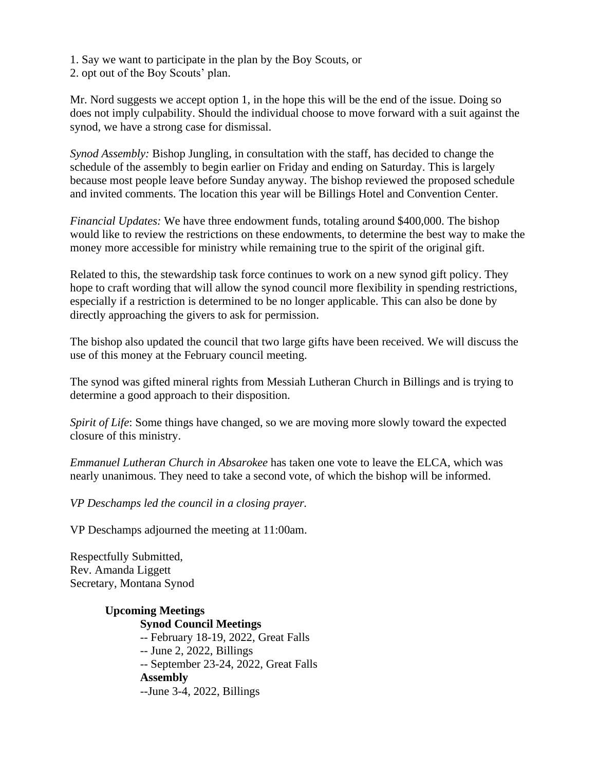1. Say we want to participate in the plan by the Boy Scouts, or
2. opt out of the Boy Scouts' plan.

Mr. Nord suggests we accept option 1, in the hope this will be the end of the issue. Doing so does not imply culpability. Should the individual choose to move forward with a suit against the synod, we have a strong case for dismissal.

*Synod Assembly:* Bishop Jungling, in consultation with the staff, has decided to change the schedule of the assembly to begin earlier on Friday and ending on Saturday. This is largely because most people leave before Sunday anyway. The bishop reviewed the proposed schedule and invited comments. The location this year will be Billings Hotel and Convention Center.

*Financial Updates:* We have three endowment funds, totaling around $400,000. The bishop would like to review the restrictions on these endowments, to determine the best way to make the money more accessible for ministry while remaining true to the spirit of the original gift.

Related to this, the stewardship task force continues to work on a new synod gift policy. They hope to craft wording that will allow the synod council more flexibility in spending restrictions, especially if a restriction is determined to be no longer applicable. This can also be done by directly approaching the givers to ask for permission.

The bishop also updated the council that two large gifts have been received. We will discuss the use of this money at the February council meeting.

The synod was gifted mineral rights from Messiah Lutheran Church in Billings and is trying to determine a good approach to their disposition.

*Spirit of Life*: Some things have changed, so we are moving more slowly toward the expected closure of this ministry.

*Emmanuel Lutheran Church in Absarokee* has taken one vote to leave the ELCA, which was nearly unanimous. They need to take a second vote, of which the bishop will be informed.

*VP Deschamps led the council in a closing prayer.*

VP Deschamps adjourned the meeting at 11:00am.

Respectfully Submitted,
Rev. Amanda Liggett
Secretary, Montana Synod

**Upcoming Meetings**

**Synod Council Meetings**

-- February 18-19, 2022, Great Falls
-- June 2, 2022, Billings
-- September 23-24, 2022, Great Falls

**Assembly**

--June 3-4, 2022, Billings